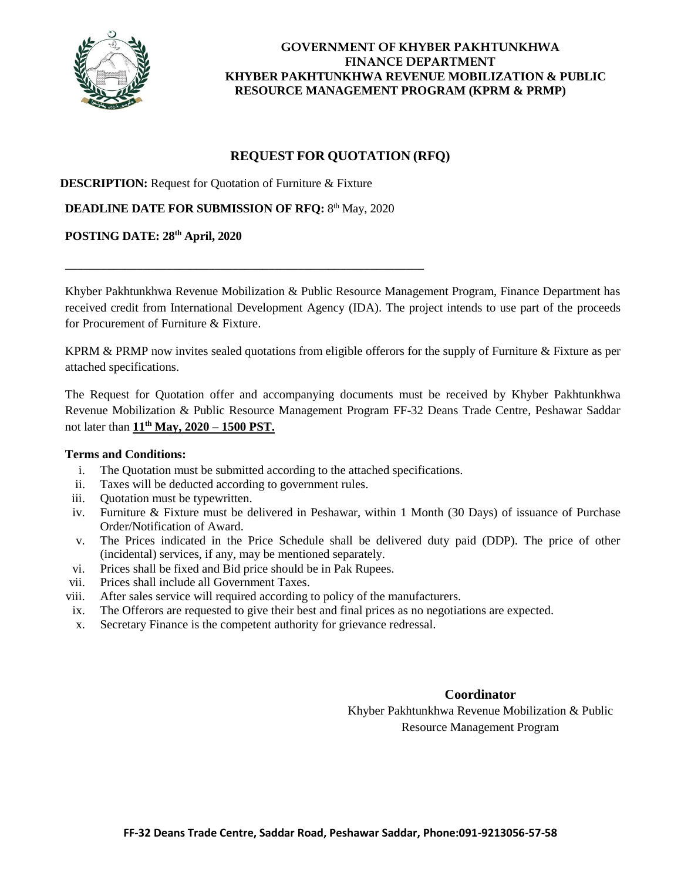**GOVERNMENT OF KHYBER PAKHTUNKHWA**
**FINANCE DEPARTMENT**
**KHYBER PAKHTUNKHWA REVENUE MOBILIZATION & PUBLIC RESOURCE MANAGEMENT PROGRAM (KPRM & PRMP)**

# REQUEST FOR QUOTATION (RFQ)

**DESCRIPTION:** Request for Quotation of Furniture & Fixture

**DEADLINE DATE FOR SUBMISSION OF RFQ:** 8th May, 2020

**POSTING DATE: 28th April, 2020**

---

Khyber Pakhtunkhwa Revenue Mobilization & Public Resource Management Program, Finance Department has received credit from International Development Agency (IDA). The project intends to use part of the proceeds for Procurement of Furniture & Fixture.

KPRM & PRMP now invites sealed quotations from eligible offerors for the supply of Furniture & Fixture as per attached specifications.

The Request for Quotation offer and accompanying documents must be received by Khyber Pakhtunkhwa Revenue Mobilization & Public Resource Management Program FF-32 Deans Trade Centre, Peshawar Saddar not later than **11th May, 2020 – 1500 PST.**

**Terms and Conditions:**

i. The Quotation must be submitted according to the attached specifications.
ii. Taxes will be deducted according to government rules.
iii. Quotation must be typewritten.
iv. Furniture & Fixture must be delivered in Peshawar, within 1 Month (30 Days) of issuance of Purchase Order/Notification of Award.
v. The Prices indicated in the Price Schedule shall be delivered duty paid (DDP). The price of other (incidental) services, if any, may be mentioned separately.
vi. Prices shall be fixed and Bid price should be in Pak Rupees.
vii. Prices shall include all Government Taxes.
viii. After sales service will required according to policy of the manufacturers.
ix. The Offerors are requested to give their best and final prices as no negotiations are expected.
x. Secretary Finance is the competent authority for grievance redressal.

**Coordinator**
Khyber Pakhtunkhwa Revenue Mobilization & Public Resource Management Program

**FF-32 Deans Trade Centre, Saddar Road, Peshawar Saddar, Phone:091-9213056-57-58**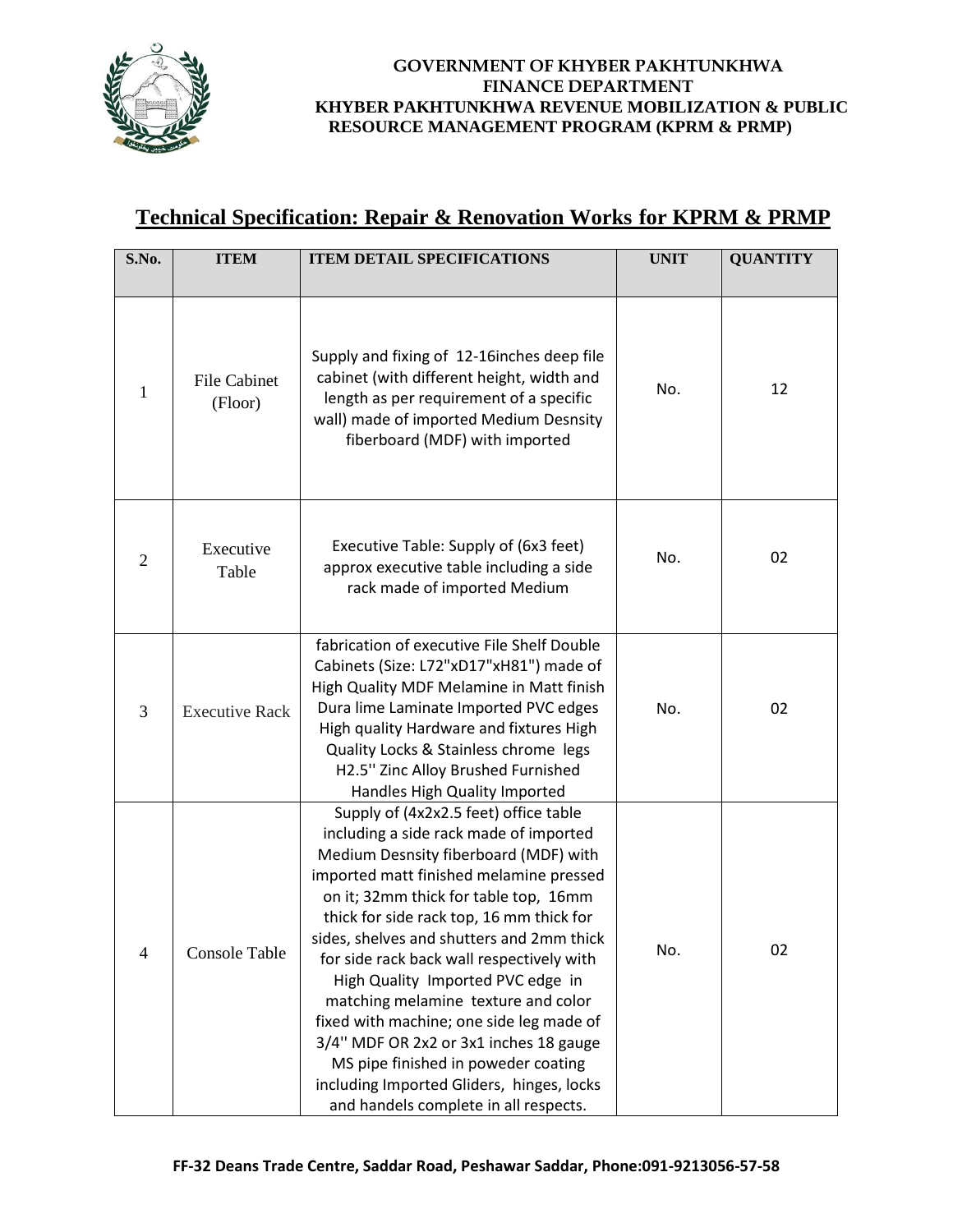**GOVERNMENT OF KHYBER PAKHTUNKHWA**
**FINANCE DEPARTMENT**
**KHYBER PAKHTUNKHWA REVENUE MOBILIZATION & PUBLIC RESOURCE MANAGEMENT PROGRAM (KPRM & PRMP)**

## Technical Specification: Repair & Renovation Works for KPRM & PRMP

| S.No. | ITEM | ITEM DETAIL SPECIFICATIONS | UNIT | QUANTITY |
|---|---|---|---|---|
| 1 | File Cabinet (Floor) | Supply and fixing of 12-16inches deep file cabinet (with different height, width and length as per requirement of a specific wall) made of imported Medium Desnsity fiberboard (MDF) with imported | No. | 12 |
| 2 | Executive Table | Executive Table: Supply of (6x3 feet) approx executive table including a side rack made of imported Medium | No. | 02 |
| 3 | Executive Rack | fabrication of executive File Shelf Double Cabinets (Size: L72"xD17"xH81") made of High Quality MDF Melamine in Matt finish Dura lime Laminate Imported PVC edges High quality Hardware and fixtures High Quality Locks & Stainless chrome legs H2.5'' Zinc Alloy Brushed Furnished Handles High Quality Imported | No. | 02 |
| 4 | Console Table | Supply of (4x2x2.5 feet) office table including a side rack made of imported Medium Desnsity fiberboard (MDF) with imported matt finished melamine pressed on it; 32mm thick for table top, 16mm thick for side rack top, 16 mm thick for sides, shelves and shutters and 2mm thick for side rack back wall respectively with High Quality Imported PVC edge in matching melamine texture and color fixed with machine; one side leg made of 3/4'' MDF OR 2x2 or 3x1 inches 18 gauge MS pipe finished in poweder coating including Imported Gliders, hinges, locks and handels complete in all respects. | No. | 02 |

**FF-32 Deans Trade Centre, Saddar Road, Peshawar Saddar, Phone:091-9213056-57-58**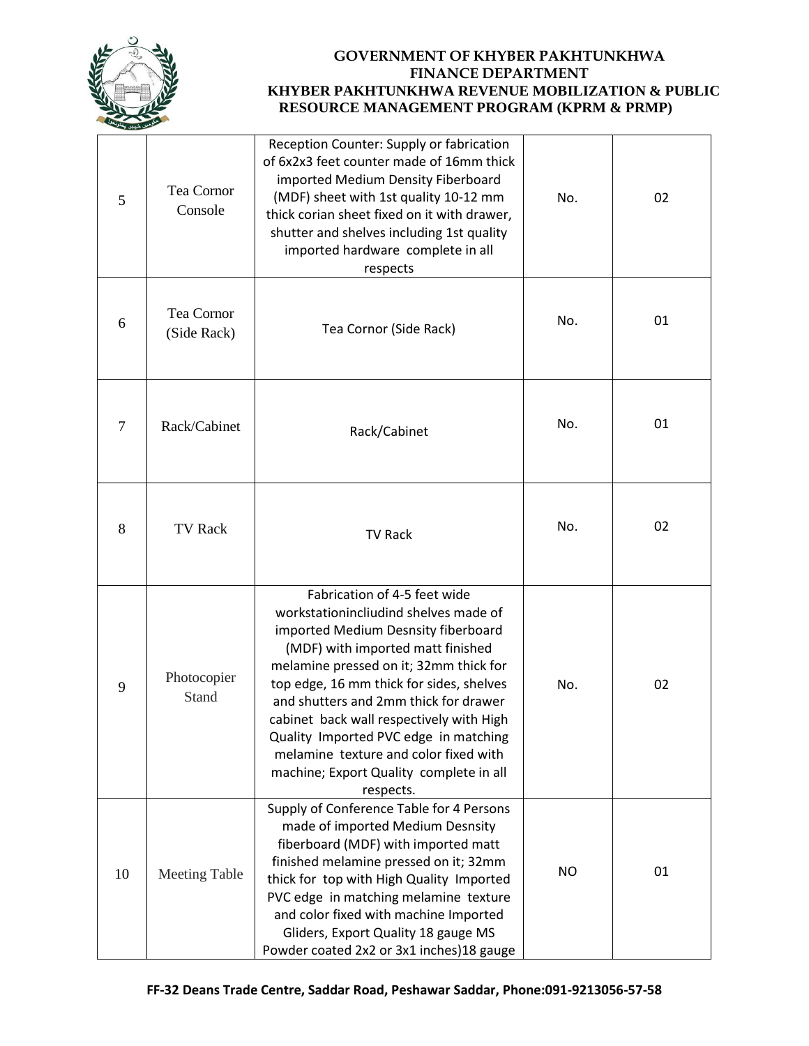**GOVERNMENT OF KHYBER PAKHTUNKHWA**
**FINANCE DEPARTMENT**
**KHYBER PAKHTUNKHWA REVENUE MOBILIZATION & PUBLIC RESOURCE MANAGEMENT PROGRAM (KPRM & PRMP)**

| | | | | |
|---|---|---|---|---|
| 5 | Tea Cornor Console | Reception Counter: Supply or fabrication of 6x2x3 feet counter made of 16mm thick imported Medium Density Fiberboard (MDF) sheet with 1st quality 10-12 mm thick corian sheet fixed on it with drawer, shutter and shelves including 1st quality imported hardware complete in all respects | No. | 02 |
| 6 | Tea Cornor (Side Rack) | Tea Cornor (Side Rack) | No. | 01 |
| 7 | Rack/Cabinet | Rack/Cabinet | No. | 01 |
| 8 | TV Rack | TV Rack | No. | 02 |
| 9 | Photocopier Stand | Fabrication of 4-5 feet wide workstationincliudind shelves made of imported Medium Desnsity fiberboard (MDF) with imported matt finished melamine pressed on it; 32mm thick for top edge, 16 mm thick for sides, shelves and shutters and 2mm thick for drawer cabinet back wall respectively with High Quality Imported PVC edge in matching melamine texture and color fixed with machine; Export Quality complete in all respects. | No. | 02 |
| 10 | Meeting Table | Supply of Conference Table for 4 Persons made of imported Medium Desnsity fiberboard (MDF) with imported matt finished melamine pressed on it; 32mm thick for top with High Quality Imported PVC edge in matching melamine texture and color fixed with machine Imported Gliders, Export Quality 18 gauge MS Powder coated 2x2 or 3x1 inches)18 gauge | NO | 01 |

**FF-32 Deans Trade Centre, Saddar Road, Peshawar Saddar, Phone:091-9213056-57-58**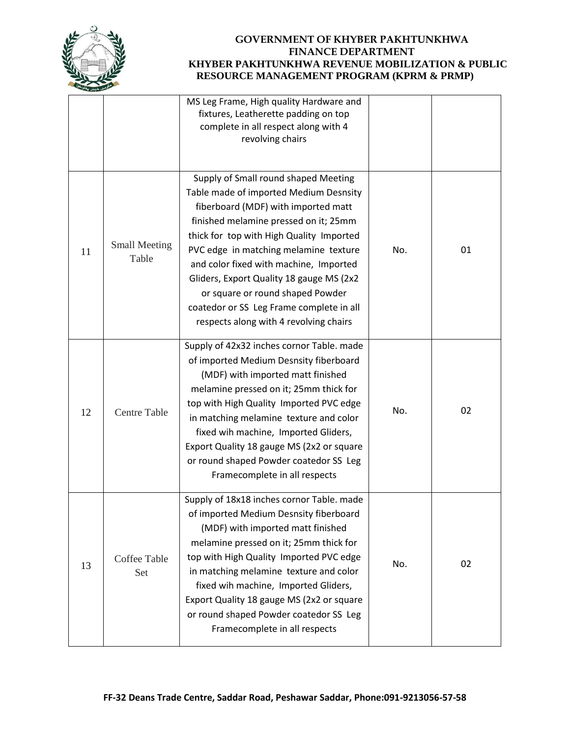# GOVERNMENT OF KHYBER PAKHTUNKHWA
## FINANCE DEPARTMENT
## KHYBER PAKHTUNKHWA REVENUE MOBILIZATION & PUBLIC RESOURCE MANAGEMENT PROGRAM (KPRM & PRMP)

| | | | | |
|---|---|---|---|---|
| | | MS Leg Frame, High quality Hardware and fixtures, Leatherette padding on top complete in all respect along with 4 revolving chairs | | |
| 11 | Small Meeting Table | Supply of Small round shaped Meeting Table made of imported Medium Desnsity fiberboard (MDF) with imported matt finished melamine pressed on it; 25mm thick for top with High Quality Imported PVC edge in matching melamine texture and color fixed with machine, Imported Gliders, Export Quality 18 gauge MS (2x2 or square or round shaped Powder coatedor or SS Leg Frame complete in all respects along with 4 revolving chairs | No. | 01 |
| 12 | Centre Table | Supply of 42x32 inches cornor Table. made of imported Medium Desnsity fiberboard (MDF) with imported matt finished melamine pressed on it; 25mm thick for top with High Quality Imported PVC edge in matching melamine texture and color fixed wih machine, Imported Gliders, Export Quality 18 gauge MS (2x2 or square or round shaped Powder coatedor SS Leg Framecomplete in all respects | No. | 02 |
| 13 | Coffee Table Set | Supply of 18x18 inches cornor Table. made of imported Medium Desnsity fiberboard (MDF) with imported matt finished melamine pressed on it; 25mm thick for top with High Quality Imported PVC edge in matching melamine texture and color fixed wih machine, Imported Gliders, Export Quality 18 gauge MS (2x2 or square or round shaped Powder coatedor SS Leg Framecomplete in all respects | No. | 02 |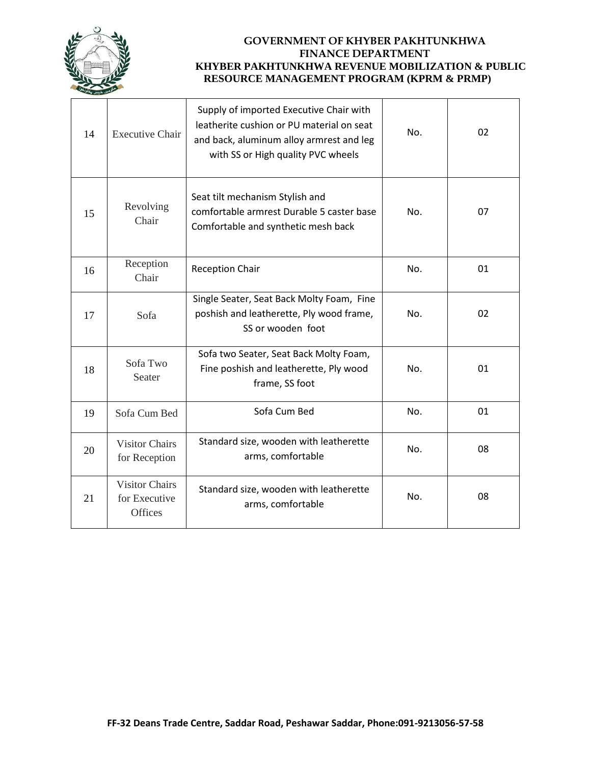**GOVERNMENT OF KHYBER PAKHTUNKHWA**
**FINANCE DEPARTMENT**
**KHYBER PAKHTUNKHWA REVENUE MOBILIZATION & PUBLIC RESOURCE MANAGEMENT PROGRAM (KPRM & PRMP)**

| | | | | |
|---|---|---|---|---|
| 14 | Executive Chair | Supply of imported Executive Chair with leatherite cushion or PU material on seat and back, aluminum alloy armrest and leg with SS or High quality PVC wheels | No. | 02 |
| 15 | Revolving Chair | Seat tilt mechanism Stylish and comfortable armrest Durable 5 caster base Comfortable and synthetic mesh back | No. | 07 |
| 16 | Reception Chair | Reception Chair | No. | 01 |
| 17 | Sofa | Single Seater, Seat Back Molty Foam, Fine poshish and leatherette, Ply wood frame, SS or wooden foot | No. | 02 |
| 18 | Sofa Two Seater | Sofa two Seater, Seat Back Molty Foam, Fine poshish and leatherette, Ply wood frame, SS foot | No. | 01 |
| 19 | Sofa Cum Bed | Sofa Cum Bed | No. | 01 |
| 20 | Visitor Chairs for Reception | Standard size, wooden with leatherette arms, comfortable | No. | 08 |
| 21 | Visitor Chairs for Executive Offices | Standard size, wooden with leatherette arms, comfortable | No. | 08 |

**FF-32 Deans Trade Centre, Saddar Road, Peshawar Saddar, Phone:091-9213056-57-58**